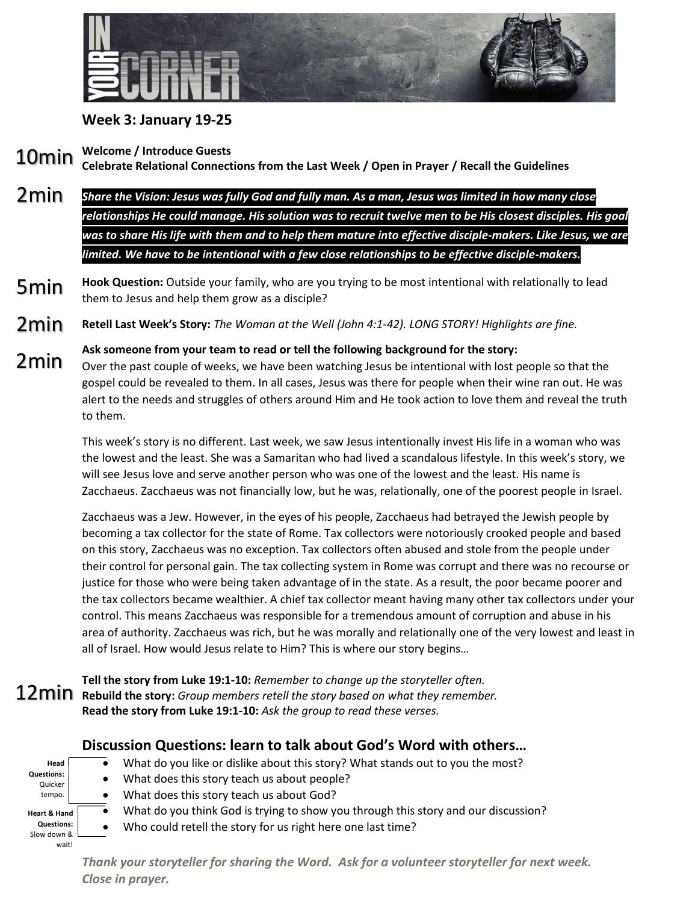# IN YOUR CORNER

**Week 3: January 19-25**

**10min** **Welcome / Introduce Guests**
**Celebrate Relational Connections from the Last Week / Open in Prayer / Recall the Guidelines**

**2min** ***Share the Vision: Jesus was fully God and fully man. As a man, Jesus was limited in how many close relationships He could manage. His solution was to recruit twelve men to be His closest disciples. His goal was to share His life with them and to help them mature into effective disciple-makers. Like Jesus, we are limited. We have to be intentional with a few close relationships to be effective disciple-makers.***

**5min** **Hook Question:** Outside your family, who are you trying to be most intentional with relationally to lead them to Jesus and help them grow as a disciple?

**2min** **Retell Last Week's Story:** *The Woman at the Well (John 4:1-42). LONG STORY! Highlights are fine.*

**2min** **Ask someone from your team to read or tell the following background for the story:**

Over the past couple of weeks, we have been watching Jesus be intentional with lost people so that the gospel could be revealed to them. In all cases, Jesus was there for people when their wine ran out. He was alert to the needs and struggles of others around Him and He took action to love them and reveal the truth to them.

This week's story is no different. Last week, we saw Jesus intentionally invest His life in a woman who was the lowest and the least. She was a Samaritan who had lived a scandalous lifestyle. In this week's story, we will see Jesus love and serve another person who was one of the lowest and the least. His name is Zacchaeus. Zacchaeus was not financially low, but he was, relationally, one of the poorest people in Israel.

Zacchaeus was a Jew. However, in the eyes of his people, Zacchaeus had betrayed the Jewish people by becoming a tax collector for the state of Rome. Tax collectors were notoriously crooked people and based on this story, Zacchaeus was no exception. Tax collectors often abused and stole from the people under their control for personal gain. The tax collecting system in Rome was corrupt and there was no recourse or justice for those who were being taken advantage of in the state. As a result, the poor became poorer and the tax collectors became wealthier. A chief tax collector meant having many other tax collectors under your control. This means Zacchaeus was responsible for a tremendous amount of corruption and abuse in his area of authority. Zacchaeus was rich, but he was morally and relationally one of the very lowest and least in all of Israel. How would Jesus relate to Him? This is where our story begins…

**12min** **Tell the story from Luke 19:1-10:** *Remember to change up the storyteller often.*
**Rebuild the story:** *Group members retell the story based on what they remember.*
**Read the story from Luke 19:1-10:** *Ask the group to read these verses.*

## Discussion Questions: learn to talk about God's Word with others…

**Head Questions:** Quicker tempo.

- What do you like or dislike about this story? What stands out to you the most?
- What does this story teach us about people?
- What does this story teach us about God?

**Heart & Hand Questions:** Slow down & wait!

- What do you think God is trying to show you through this story and our discussion?
- Who could retell the story for us right here one last time?

***Thank your storyteller for sharing the Word. Ask for a volunteer storyteller for next week. Close in prayer.***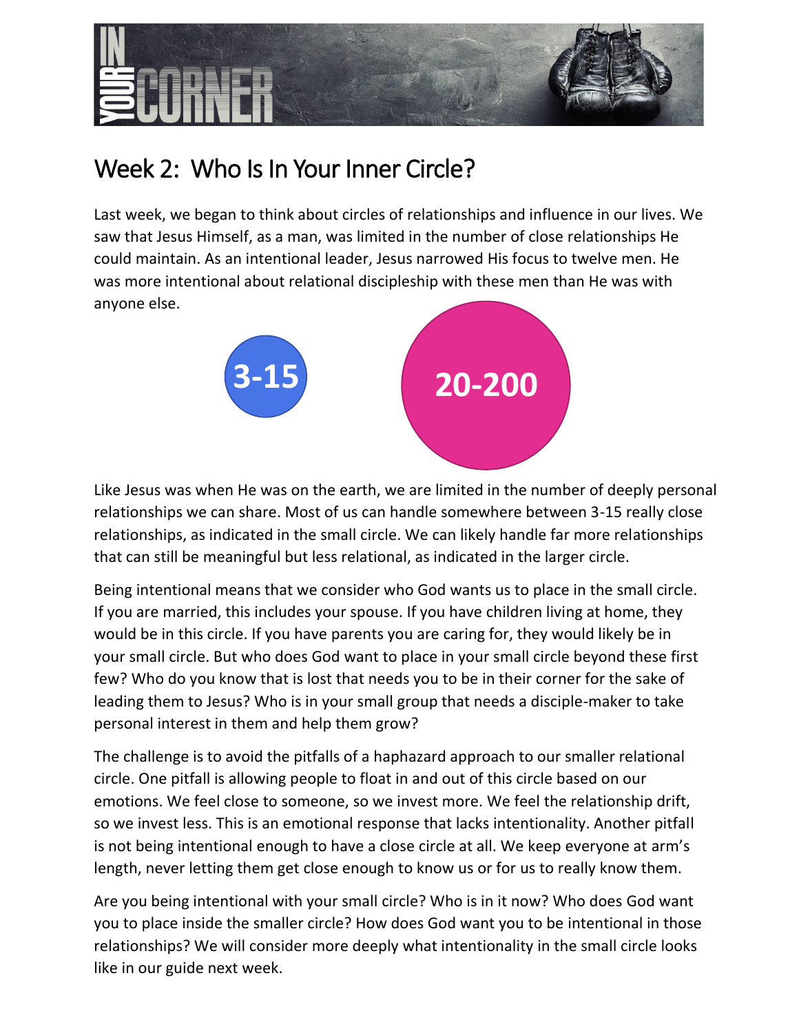# Week 2: Who Is In Your Inner Circle?

Last week, we began to think about circles of relationships and influence in our lives. We saw that Jesus Himself, as a man, was limited in the number of close relationships He could maintain. As an intentional leader, Jesus narrowed His focus to twelve men. He was more intentional about relational discipleship with these men than He was with anyone else.

3-15

20-200

Like Jesus was when He was on the earth, we are limited in the number of deeply personal relationships we can share. Most of us can handle somewhere between 3-15 really close relationships, as indicated in the small circle. We can likely handle far more relationships that can still be meaningful but less relational, as indicated in the larger circle.

Being intentional means that we consider who God wants us to place in the small circle. If you are married, this includes your spouse. If you have children living at home, they would be in this circle. If you have parents you are caring for, they would likely be in your small circle. But who does God want to place in your small circle beyond these first few? Who do you know that is lost that needs you to be in their corner for the sake of leading them to Jesus? Who is in your small group that needs a disciple-maker to take personal interest in them and help them grow?

The challenge is to avoid the pitfalls of a haphazard approach to our smaller relational circle. One pitfall is allowing people to float in and out of this circle based on our emotions. We feel close to someone, so we invest more. We feel the relationship drift, so we invest less. This is an emotional response that lacks intentionality. Another pitfall is not being intentional enough to have a close circle at all. We keep everyone at arm's length, never letting them get close enough to know us or for us to really know them.

Are you being intentional with your small circle? Who is in it now? Who does God want you to place inside the smaller circle? How does God want you to be intentional in those relationships? We will consider more deeply what intentionality in the small circle looks like in our guide next week.